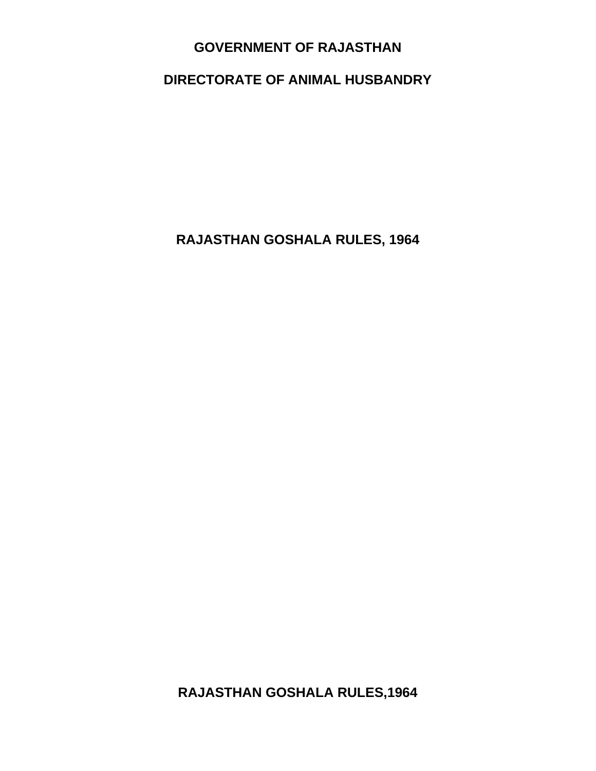**GOVERNMENT OF RAJASTHAN**

**DIRECTORATE OF ANIMAL HUSBANDRY**

# RAJASTHAN GOSHALA RULES, 1964

## RAJASTHAN GOSHALA RULES,1964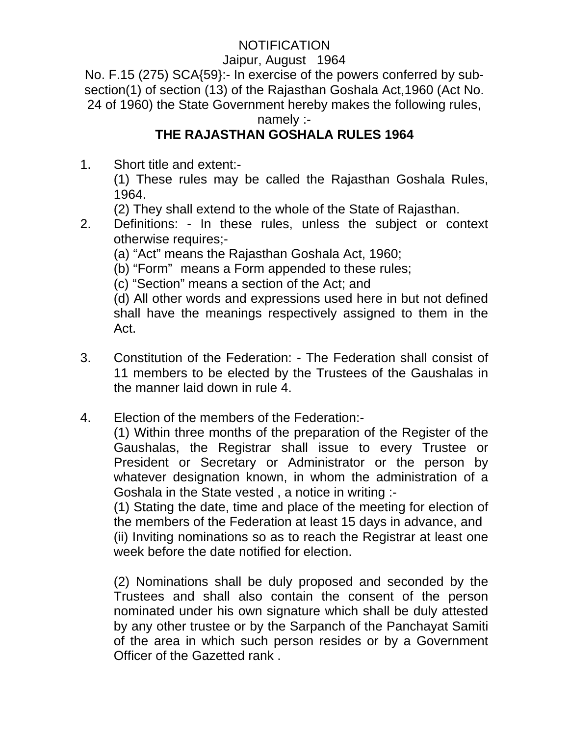NOTIFICATION

Jaipur, August 1964

No. F.15 (275) SCA{59}:- In exercise of the powers conferred by sub-section(1) of section (13) of the Rajasthan Goshala Act,1960 (Act No. 24 of 1960) the State Government hereby makes the following rules, namely :-

## THE RAJASTHAN GOSHALA RULES 1964

1. Short title and extent:-

   (1) These rules may be called the Rajasthan Goshala Rules, 1964.

   (2) They shall extend to the whole of the State of Rajasthan.

2. Definitions: - In these rules, unless the subject or context otherwise requires;-

   (a) "Act" means the Rajasthan Goshala Act, 1960;

   (b) "Form" means a Form appended to these rules;

   (c) "Section" means a section of the Act; and

   (d) All other words and expressions used here in but not defined shall have the meanings respectively assigned to them in the Act.

3. Constitution of the Federation: - The Federation shall consist of 11 members to be elected by the Trustees of the Gaushalas in the manner laid down in rule 4.

4. Election of the members of the Federation:-

   (1) Within three months of the preparation of the Register of the Gaushalas, the Registrar shall issue to every Trustee or President or Secretary or Administrator or the person by whatever designation known, in whom the administration of a Goshala in the State vested , a notice in writing :-

   (1) Stating the date, time and place of the meeting for election of the members of the Federation at least 15 days in advance, and

   (ii) Inviting nominations so as to reach the Registrar at least one week before the date notified for election.

   (2) Nominations shall be duly proposed and seconded by the Trustees and shall also contain the consent of the person nominated under his own signature which shall be duly attested by any other trustee or by the Sarpanch of the Panchayat Samiti of the area in which such person resides or by a Government Officer of the Gazetted rank .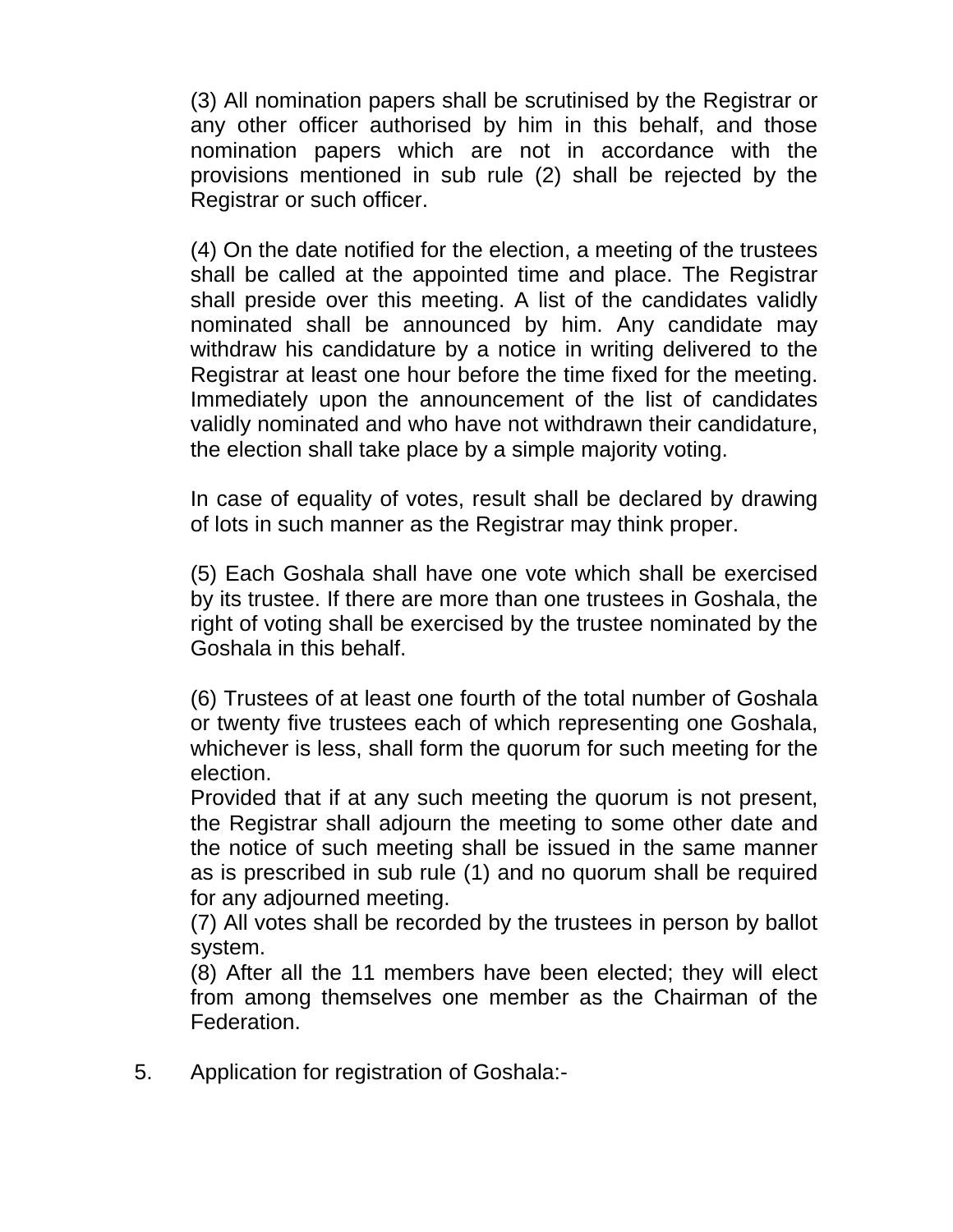(3) All nomination papers shall be scrutinised by the Registrar or any other officer authorised by him in this behalf, and those nomination papers which are not in accordance with the provisions mentioned in sub rule (2) shall be rejected by the Registrar or such officer.

(4) On the date notified for the election, a meeting of the trustees shall be called at the appointed time and place. The Registrar shall preside over this meeting. A list of the candidates validly nominated shall be announced by him. Any candidate may withdraw his candidature by a notice in writing delivered to the Registrar at least one hour before the time fixed for the meeting. Immediately upon the announcement of the list of candidates validly nominated and who have not withdrawn their candidature, the election shall take place by a simple majority voting.

In case of equality of votes, result shall be declared by drawing of lots in such manner as the Registrar may think proper.

(5) Each Goshala shall have one vote which shall be exercised by its trustee. If there are more than one trustees in Goshala, the right of voting shall be exercised by the trustee nominated by the Goshala in this behalf.

(6) Trustees of at least one fourth of the total number of Goshala or twenty five trustees each of which representing one Goshala, whichever is less, shall form the quorum for such meeting for the election.

Provided that if at any such meeting the quorum is not present, the Registrar shall adjourn the meeting to some other date and the notice of such meeting shall be issued in the same manner as is prescribed in sub rule (1) and no quorum shall be required for any adjourned meeting.

(7) All votes shall be recorded by the trustees in person by ballot system.

(8) After all the 11 members have been elected; they will elect from among themselves one member as the Chairman of the Federation.

5. Application for registration of Goshala:-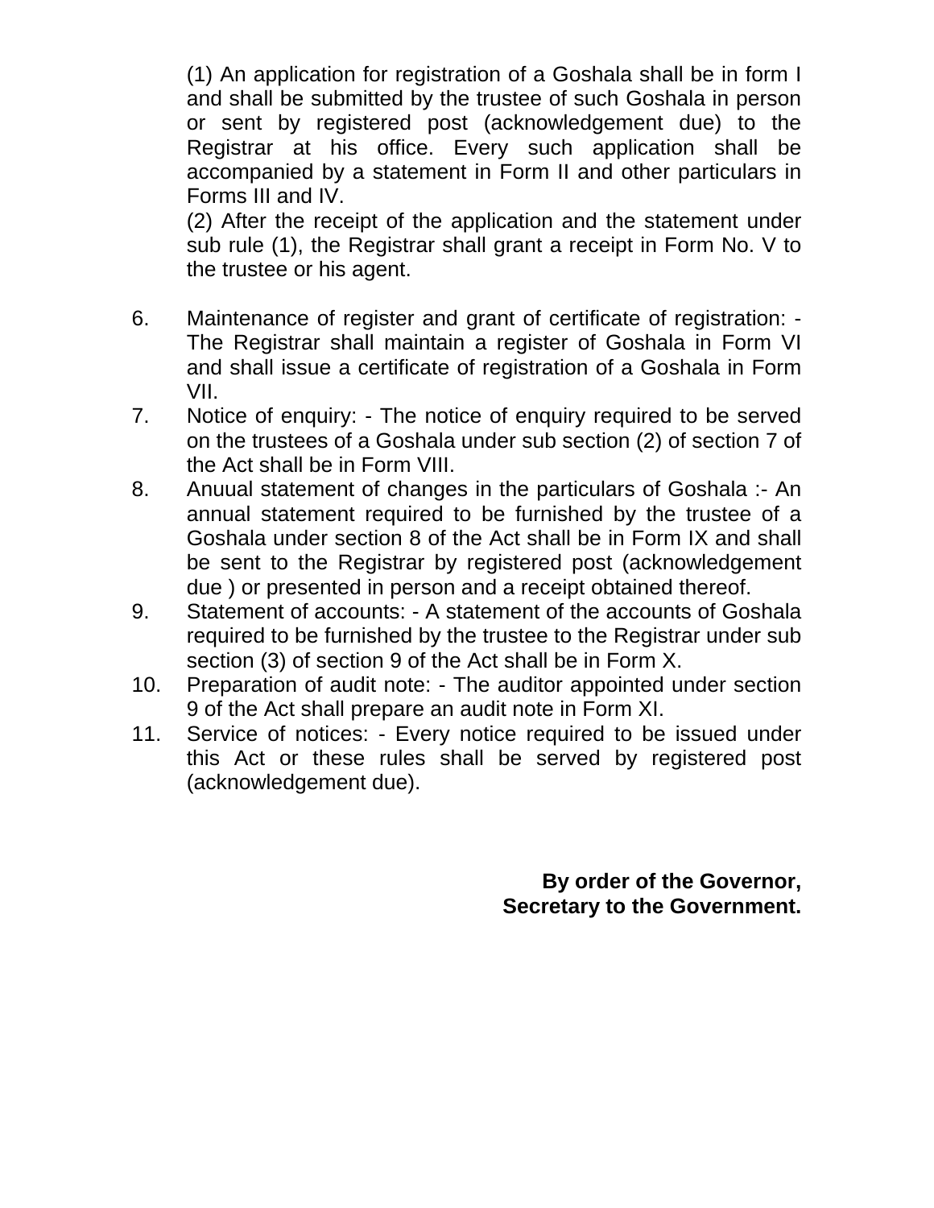(1) An application for registration of a Goshala shall be in form I and shall be submitted by the trustee of such Goshala in person or sent by registered post (acknowledgement due) to the Registrar at his office. Every such application shall be accompanied by a statement in Form II and other particulars in Forms III and IV.

(2) After the receipt of the application and the statement under sub rule (1), the Registrar shall grant a receipt in Form No. V to the trustee or his agent.

6. Maintenance of register and grant of certificate of registration: - The Registrar shall maintain a register of Goshala in Form VI and shall issue a certificate of registration of a Goshala in Form VII.
7. Notice of enquiry: - The notice of enquiry required to be served on the trustees of a Goshala under sub section (2) of section 7 of the Act shall be in Form VIII.
8. Anuual statement of changes in the particulars of Goshala :- An annual statement required to be furnished by the trustee of a Goshala under section 8 of the Act shall be in Form IX and shall be sent to the Registrar by registered post (acknowledgement due ) or presented in person and a receipt obtained thereof.
9. Statement of accounts: - A statement of the accounts of Goshala required to be furnished by the trustee to the Registrar under sub section (3) of section 9 of the Act shall be in Form X.
10. Preparation of audit note: - The auditor appointed under section 9 of the Act shall prepare an audit note in Form XI.
11. Service of notices: - Every notice required to be issued under this Act or these rules shall be served by registered post (acknowledgement due).

**By order of the Governor,**
**Secretary to the Government.**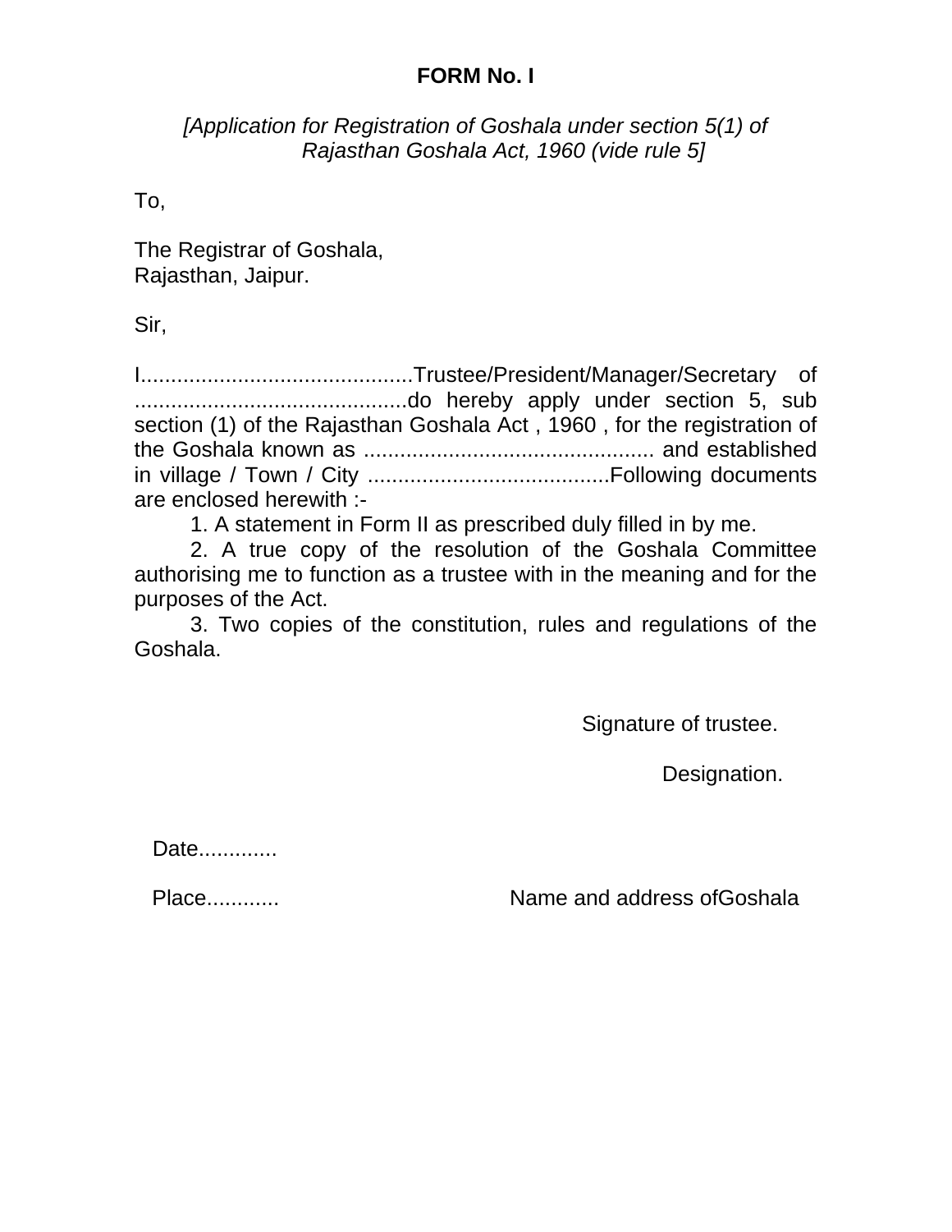**FORM No. I**

*[Application for Registration of Goshala under section 5(1) of Rajasthan Goshala Act, 1960 (vide rule 5]*

To,

The Registrar of Goshala,
Rajasthan, Jaipur.

Sir,

I............................................Trustee/President/Manager/Secretary of ............................................do hereby apply under section 5, sub section (1) of the Rajasthan Goshala Act , 1960 , for the registration of the Goshala known as ................................................ and established in village / Town / City ........................................Following documents are enclosed herewith :-

1. A statement in Form II as prescribed duly filled in by me.
2. A true copy of the resolution of the Goshala Committee authorising me to function as a trustee with in the meaning and for the purposes of the Act.
3. Two copies of the constitution, rules and regulations of the Goshala.

Signature of trustee.

Designation.

Date.............

Place............ Name and address ofGoshala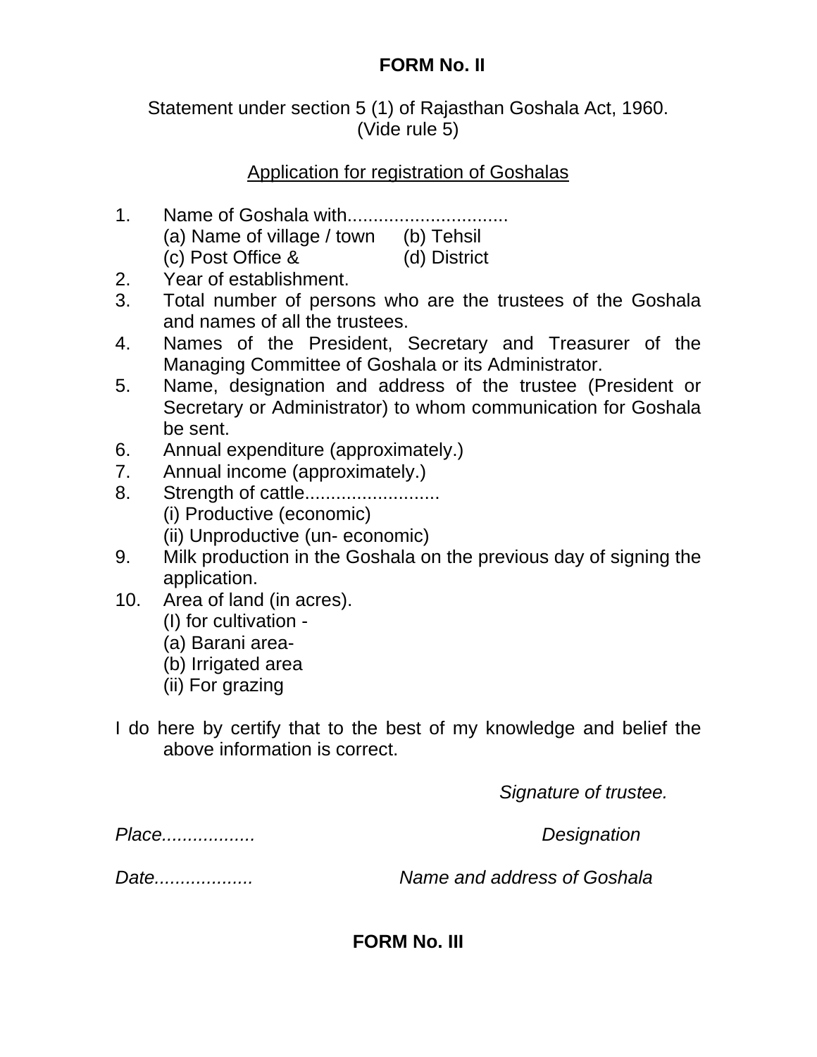**FORM No. II**

Statement under section 5 (1) of Rajasthan Goshala Act, 1960.
(Vide rule 5)

<u>Application for registration of Goshalas</u>

1. Name of Goshala with..............................
   (a) Name of village / town (b) Tehsil
   (c) Post Office & (d) District
2. Year of establishment.
3. Total number of persons who are the trustees of the Goshala and names of all the trustees.
4. Names of the President, Secretary and Treasurer of the Managing Committee of Goshala or its Administrator.
5. Name, designation and address of the trustee (President or Secretary or Administrator) to whom communication for Goshala be sent.
6. Annual expenditure (approximately.)
7. Annual income (approximately.)
8. Strength of cattle.........................
   (i) Productive (economic)
   (ii) Unproductive (un- economic)
9. Milk production in the Goshala on the previous day of signing the application.
10. Area of land (in acres).
    (I) for cultivation -
    (a) Barani area-
    (b) Irrigated area
    (ii) For grazing

I do here by certify that to the best of my knowledge and belief the above information is correct.

*Signature of trustee.*

*Place.................* *Designation*

*Date..................* *Name and address of Goshala*

**FORM No. III**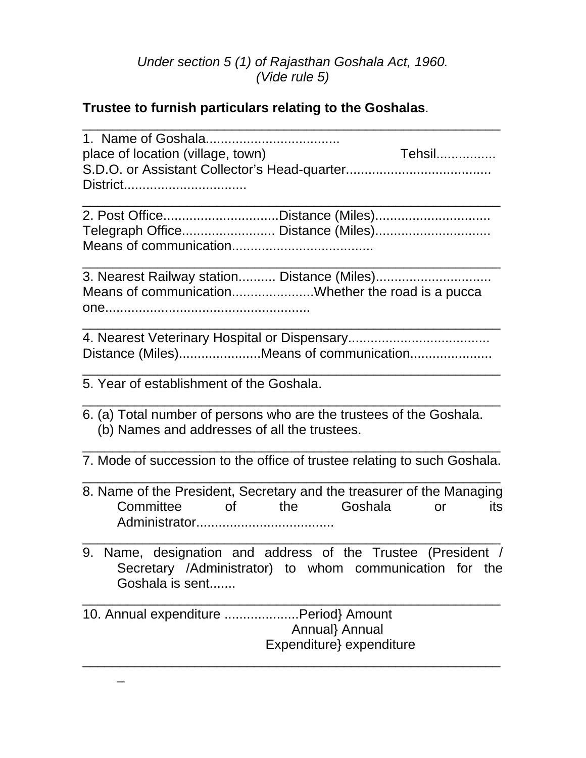*Under section 5 (1) of Rajasthan Goshala Act, 1960.*
*(Vide rule 5)*

**Trustee to furnish particulars relating to the Goshalas**.

---

1. Name of Goshala...................................
place of location (village, town) Tehsil................
S.D.O. or Assistant Collector's Head-quarter......................................
District................................

---

2. Post Office..............................Distance (Miles)..............................
Telegraph Office......................... Distance (Miles)..............................
Means of communication.....................................

---

3. Nearest Railway station.......... Distance (Miles)..............................
Means of communication......................Whether the road is a pucca one......................................................

---

4. Nearest Veterinary Hospital or Dispensary.....................................
Distance (Miles)......................Means of communication.....................

---

5. Year of establishment of the Goshala.

---

6. (a) Total number of persons who are the trustees of the Goshala.
   (b) Names and addresses of all the trustees.

---

7. Mode of succession to the office of trustee relating to such Goshala.

---

8. Name of the President, Secretary and the treasurer of the Managing Committee of the Goshala or its Administrator....................................

---

9. Name, designation and address of the Trustee (President / Secretary /Administrator) to whom communication for the Goshala is sent.......

---

10. Annual expenditure ....................Period} Amount
Annual} Annual
Expenditure} expenditure

---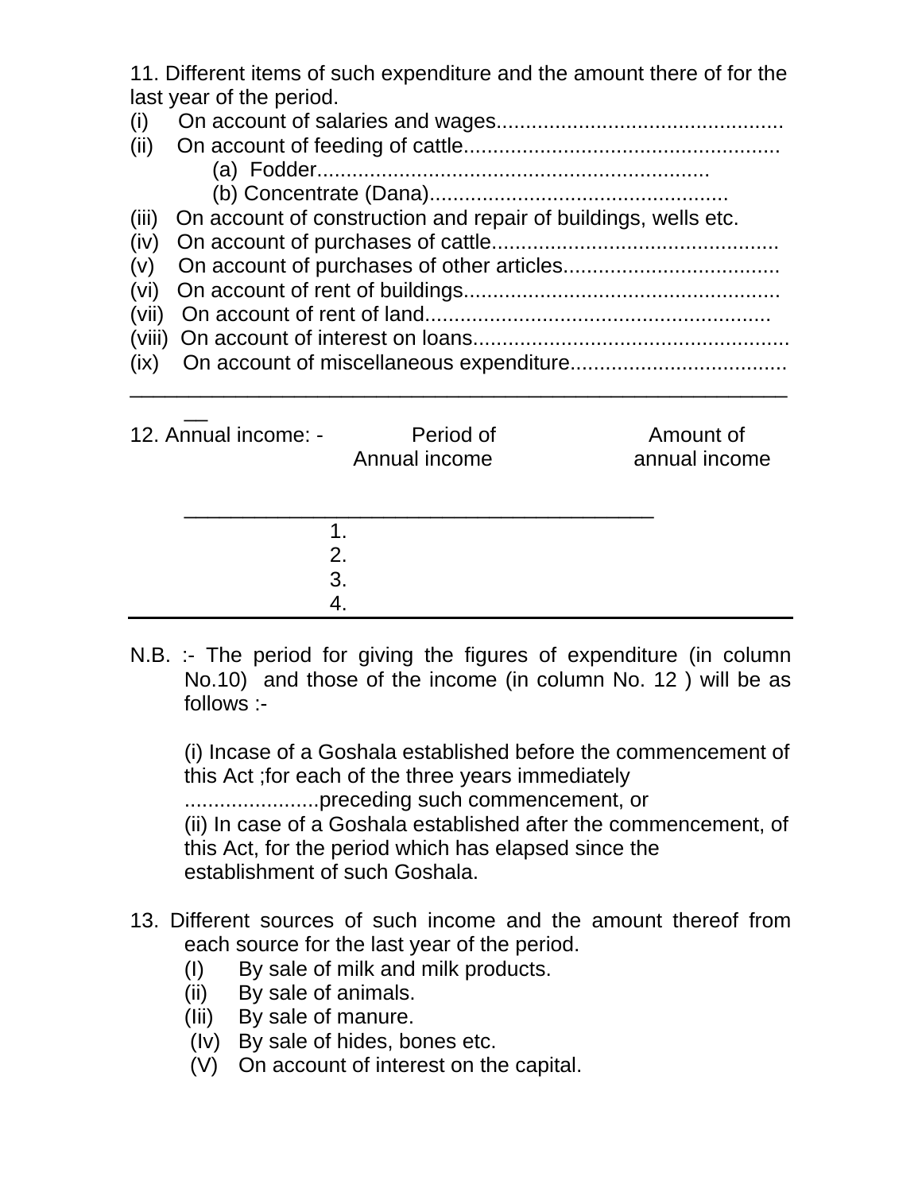11. Different items of such expenditure and the amount there of for the last year of the period.

(i) On account of salaries and wages.................................................

(ii) On account of feeding of cattle......................................................

   (a) Fodder.................................................................

   (b) Concentrate (Dana)..................................................

(iii) On account of construction and repair of buildings, wells etc.

(iv) On account of purchases of cattle.................................................

(v) On account of purchases of other articles....................................

(vi) On account of rent of buildings.....................................................

(vii) On account of rent of land...........................................................

(viii) On account of interest on loans.....................................................

(ix) On account of miscellaneous expenditure....................................

---

12. Annual income: -

| | Period of Annual income | Amount of annual income |
|---|---|---|
| 1. | | |
| 2. | | |
| 3. | | |
| 4. | | |

N.B. :- The period for giving the figures of expenditure (in column No.10) and those of the income (in column No. 12 ) will be as follows :-

(i) Incase of a Goshala established before the commencement of this Act ;for each of the three years immediately .......................preceding such commencement, or

(ii) In case of a Goshala established after the commencement, of this Act, for the period which has elapsed since the establishment of such Goshala.

13. Different sources of such income and the amount thereof from each source for the last year of the period.

(I) By sale of milk and milk products.

(ii) By sale of animals.

(Iii) By sale of manure.

(Iv) By sale of hides, bones etc.

(V) On account of interest on the capital.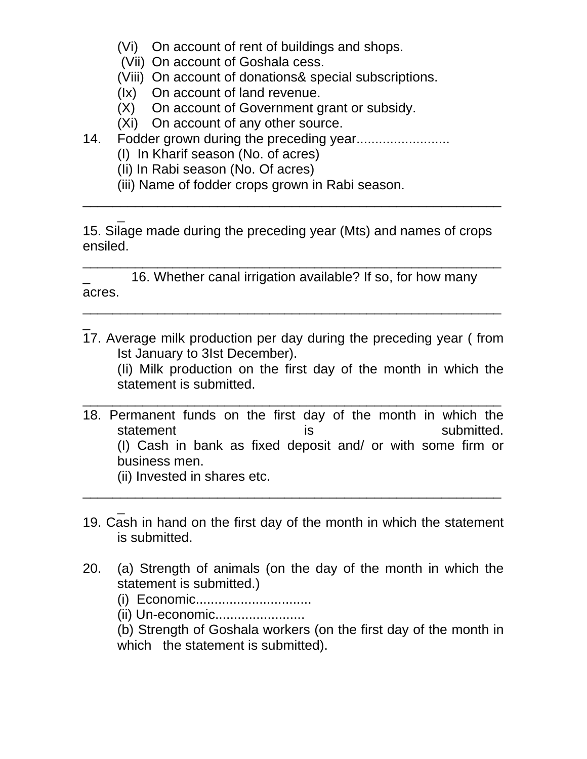(Vi) On account of rent of buildings and shops.
(Vii) On account of Goshala cess.
(Viii) On account of donations& special subscriptions.
(Ix) On account of land revenue.
(X) On account of Government grant or subsidy.
(Xi) On account of any other source.

14. Fodder grown during the preceding year.........................
    (I) In Kharif season (No. of acres)
    (Ii) In Rabi season (No. Of acres)
    (iii) Name of fodder crops grown in Rabi season.

---

15. Silage made during the preceding year (Mts) and names of crops ensiled.

---

16. Whether canal irrigation available? If so, for how many acres.

---

17. Average milk production per day during the preceding year ( from Ist January to 3Ist December).
    (Ii) Milk production on the first day of the month in which the statement is submitted.

---

18. Permanent funds on the first day of the month in which the statement is submitted.
    (I) Cash in bank as fixed deposit and/ or with some firm or business men.
    (ii) Invested in shares etc.

---

19. Cash in hand on the first day of the month in which the statement is submitted.

20. (a) Strength of animals (on the day of the month in which the statement is submitted.)
    (i) Economic...............................
    (ii) Un-economic........................
    (b) Strength of Goshala workers (on the first day of the month in which the statement is submitted).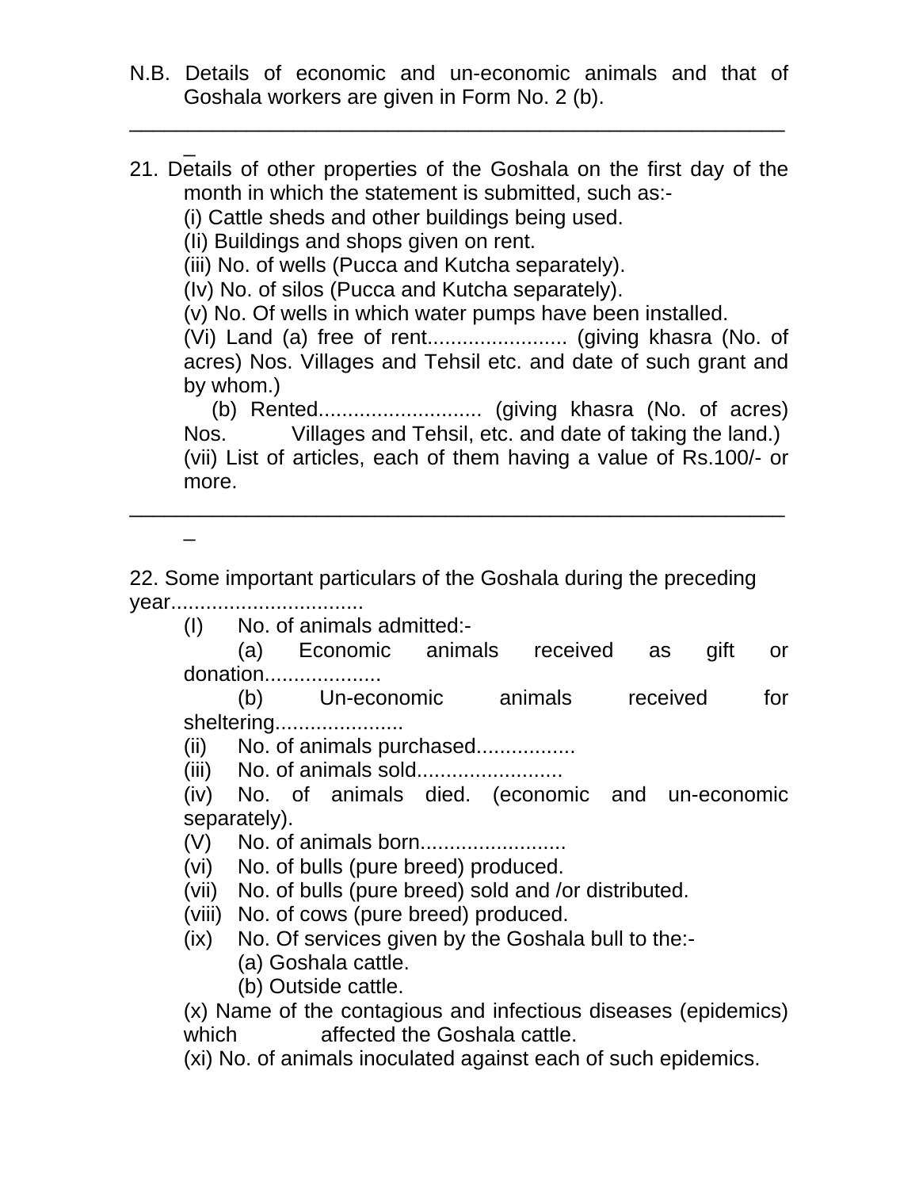N.B. Details of economic and un-economic animals and that of Goshala workers are given in Form No. 2 (b).

---

21. Details of other properties of the Goshala on the first day of the month in which the statement is submitted, such as:-
    (i) Cattle sheds and other buildings being used.
    (Ii) Buildings and shops given on rent.
    (iii) No. of wells (Pucca and Kutcha separately).
    (Iv) No. of silos (Pucca and Kutcha separately).
    (v) No. Of wells in which water pumps have been installed.
    (Vi) Land (a) free of rent........................ (giving khasra (No. of acres) Nos. Villages and Tehsil etc. and date of such grant and by whom.)
    (b) Rented............................ (giving khasra (No. of acres) Nos. Villages and Tehsil, etc. and date of taking the land.)
    (vii) List of articles, each of them having a value of Rs.100/- or more.

---

22. Some important particulars of the Goshala during the preceding year.................................
    (I) No. of animals admitted:-
    (a) Economic animals received as gift or donation....................
    (b) Un-economic animals received for sheltering......................
    (ii) No. of animals purchased.................
    (iii) No. of animals sold.........................
    (iv) No. of animals died. (economic and un-economic separately).
    (V) No. of animals born.........................
    (vi) No. of bulls (pure breed) produced.
    (vii) No. of bulls (pure breed) sold and /or distributed.
    (viii) No. of cows (pure breed) produced.
    (ix) No. Of services given by the Goshala bull to the:-
    (a) Goshala cattle.
    (b) Outside cattle.
    (x) Name of the contagious and infectious diseases (epidemics) which affected the Goshala cattle.
    (xi) No. of animals inoculated against each of such epidemics.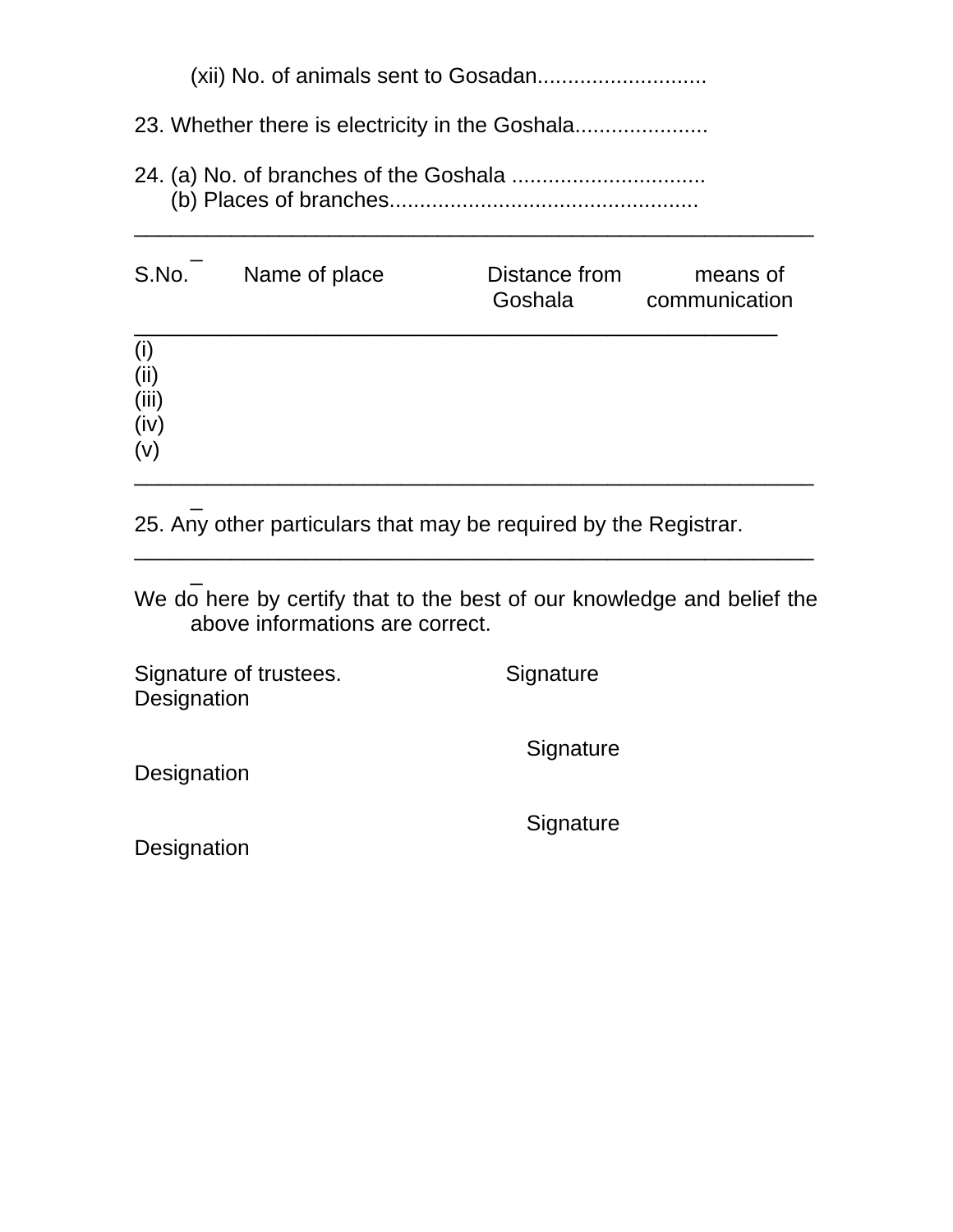(xii) No. of animals sent to Gosadan............................

23. Whether there is electricity in the Goshala......................

24. (a) No. of branches of the Goshala ................................
    (b) Places of branches..................................................

| S.No. | Name of place | Distance from Goshala | means of communication |
|---|---|---|---|
| (i) | | | |
| (ii) | | | |
| (iii) | | | |
| (iv) | | | |
| (v) | | | |

25. Any other particulars that may be required by the Registrar.

---

We do here by certify that to the best of our knowledge and belief the above informations are correct.

Signature of trustees. Signature
Designation

Signature
Designation

Signature
Designation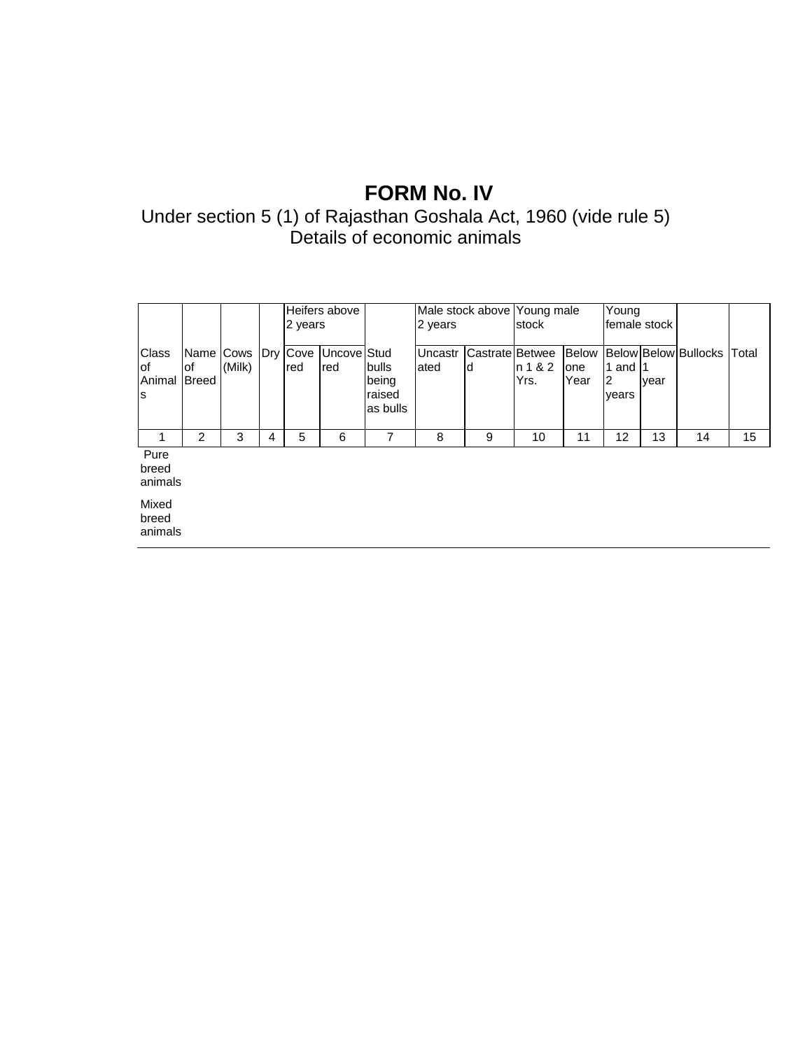# FORM No. IV

Under section 5 (1) of Rajasthan Goshala Act, 1960 (vide rule 5)
Details of economic animals

| | | | | Heifers above 2 years | | | Male stock above 2 years | | Young male stock | | Young female stock | | | |
|---|---|---|---|---|---|---|---|---|---|---|---|---|---|---|
| Class of Animals | Name of Breed | Cows (Milk) | Dry | Covered | Uncovered | Stud bulls being raised as bulls | Uncastrated | Castrated | Between 1 & 2 Yrs. | Below one Year | Below 1 and 2 years | Below 1 year | Bullocks | Total |
| 1 | 2 | 3 | 4 | 5 | 6 | 7 | 8 | 9 | 10 | 11 | 12 | 13 | 14 | 15 |
| Pure breed animals | | | | | | | | | | | | | | |
| Mixed breed animals | | | | | | | | | | | | | | |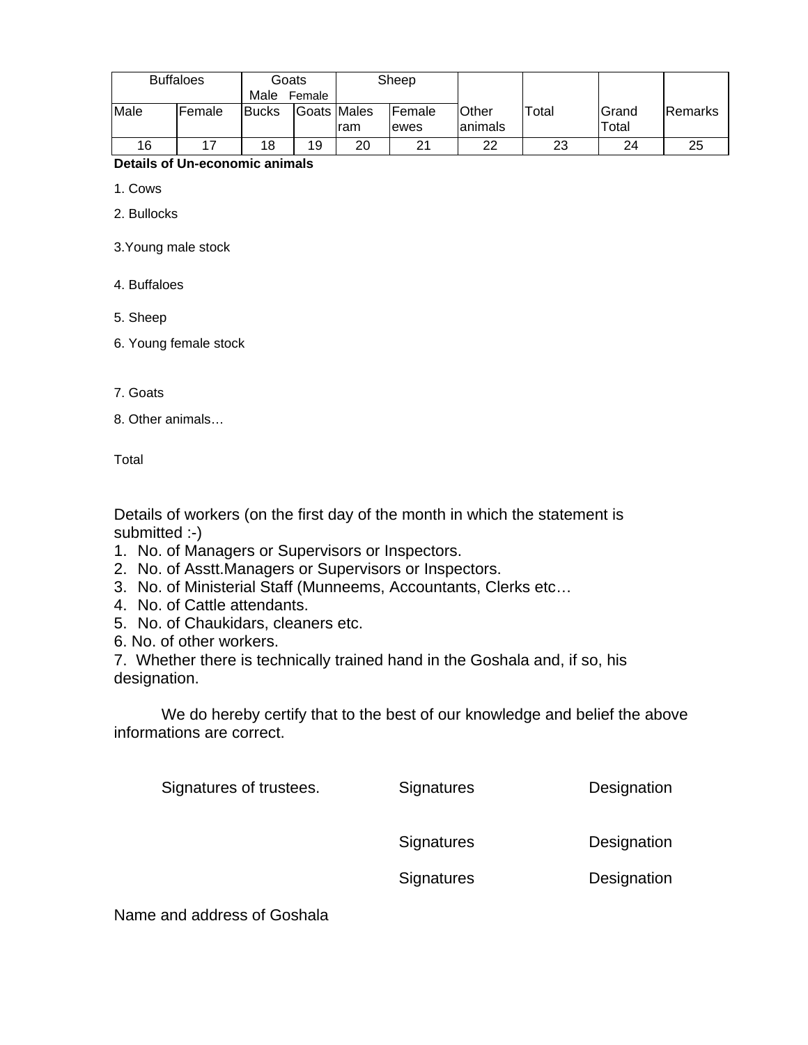| Buffaloes | | Goats Male Female | | Sheep | | | | | |
|---|---|---|---|---|---|---|---|---|---|
| Male | Female | Bucks | Goats | Males ram | Female ewes | Other animals | Total | Grand Total | Remarks |
| 16 | 17 | 18 | 19 | 20 | 21 | 22 | 23 | 24 | 25 |

**Details of Un-economic animals**

1. Cows
2. Bullocks
3. Young male stock
4. Buffaloes
5. Sheep
6. Young female stock
7. Goats
8. Other animals…

Total

Details of workers (on the first day of the month in which the statement is submitted :-)

1. No. of Managers or Supervisors or Inspectors.
2. No. of Asstt.Managers or Supervisors or Inspectors.
3. No. of Ministerial Staff (Munneems, Accountants, Clerks etc…
4. No. of Cattle attendants.
5. No. of Chaukidars, cleaners etc.
6. No. of other workers.
7. Whether there is technically trained hand in the Goshala and, if so, his designation.

We do hereby certify that to the best of our knowledge and belief the above informations are correct.

Signatures of trustees. Signatures Designation

Signatures Designation

Signatures Designation

Name and address of Goshala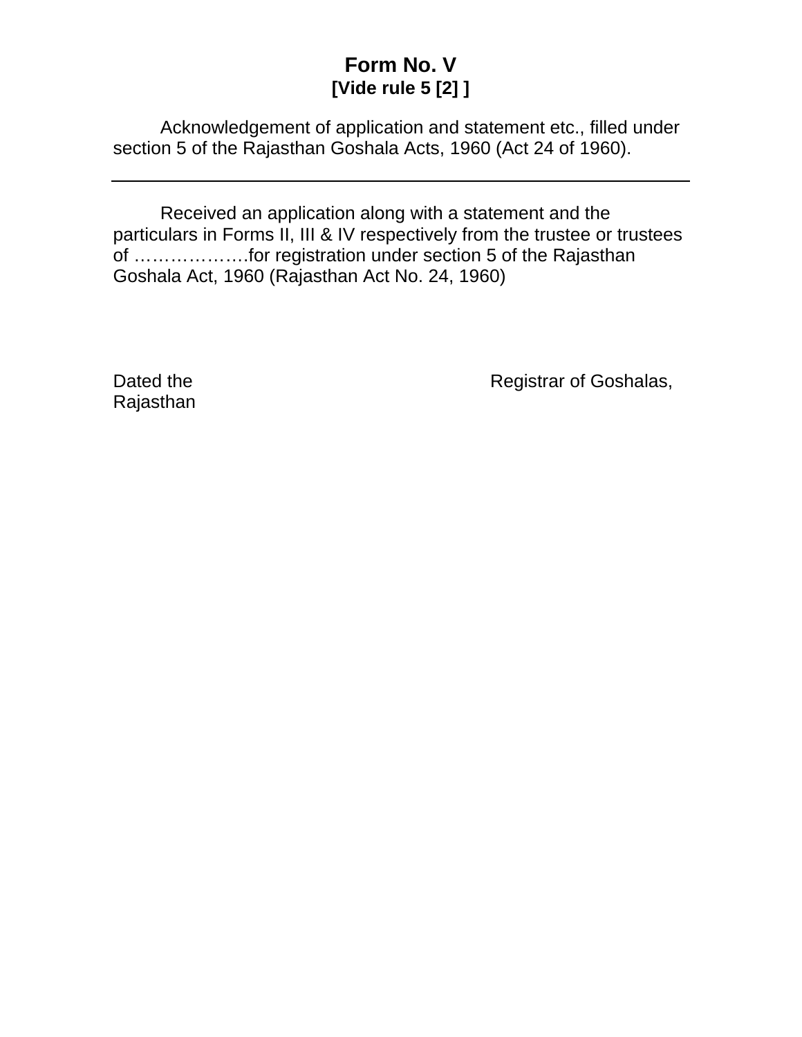# Form No. V

**[Vide rule 5 [2] ]**

Acknowledgement of application and statement etc., filled under section 5 of the Rajasthan Goshala Acts, 1960 (Act 24 of 1960).

---

Received an application along with a statement and the particulars in Forms II, III & IV respectively from the trustee or trustees of ……………….for registration under section 5 of the Rajasthan Goshala Act, 1960 (Rajasthan Act No. 24, 1960)

Dated the Registrar of Goshalas, Rajasthan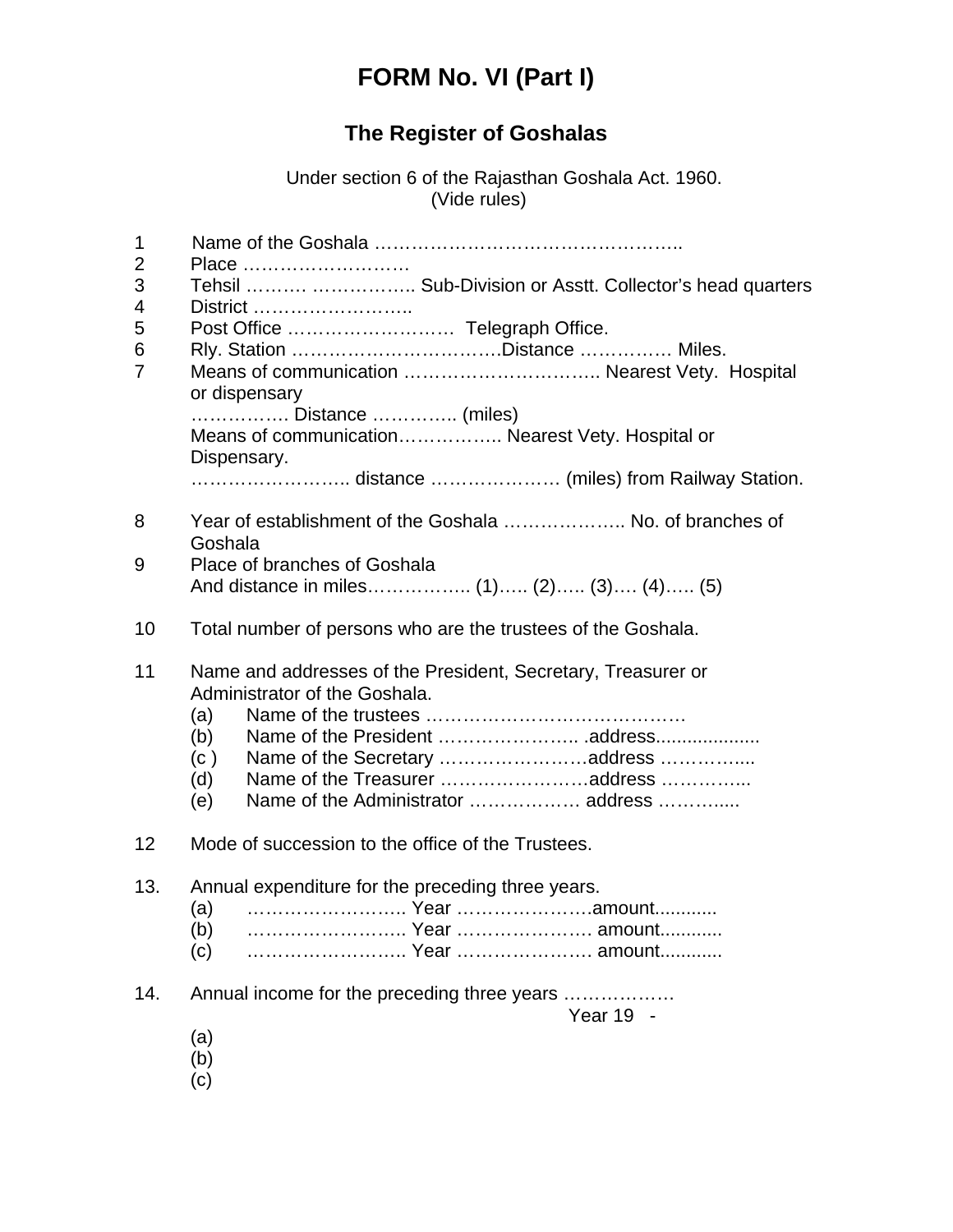# FORM No. VI (Part I)

## The Register of Goshalas

Under section 6 of the Rajasthan Goshala Act. 1960.
(Vide rules)

1 Name of the Goshala …………………………………………..

2 Place ………………………

3 Tehsil ………. …………….. Sub-Division or Asstt. Collector's head quarters

4 District ……………………..

5 Post Office ……………………… Telegraph Office.

6 Rly. Station …………………………….Distance …………… Miles.

7 Means of communication ………………………….. Nearest Vety. Hospital or dispensary
……………. Distance ………….. (miles)
Means of communication…………….. Nearest Vety. Hospital or Dispensary.
…………………….. distance ………………… (miles) from Railway Station.

8 Year of establishment of the Goshala ……………….. No. of branches of Goshala

9 Place of branches of Goshala
And distance in miles…………….. (1)….. (2)….. (3)…. (4)….. (5)

10 Total number of persons who are the trustees of the Goshala.

11 Name and addresses of the President, Secretary, Treasurer or Administrator of the Goshala.
   - (a) Name of the trustees ……………………………………
   - (b) Name of the President ………………….. .address...................
   - (c ) Name of the Secretary ……………………address …………....
   - (d) Name of the Treasurer ……………………address …………...
   - (e) Name of the Administrator ……………… address ………....

12 Mode of succession to the office of the Trustees.

13. Annual expenditure for the preceding three years.
   - (a) …………………….. Year ………………….amount............
   - (b) …………………….. Year …………………. amount............
   - (c) …………………….. Year …………………. amount............

14. Annual income for the preceding three years ………………
Year 19 -
   - (a)
   - (b)
   - (c)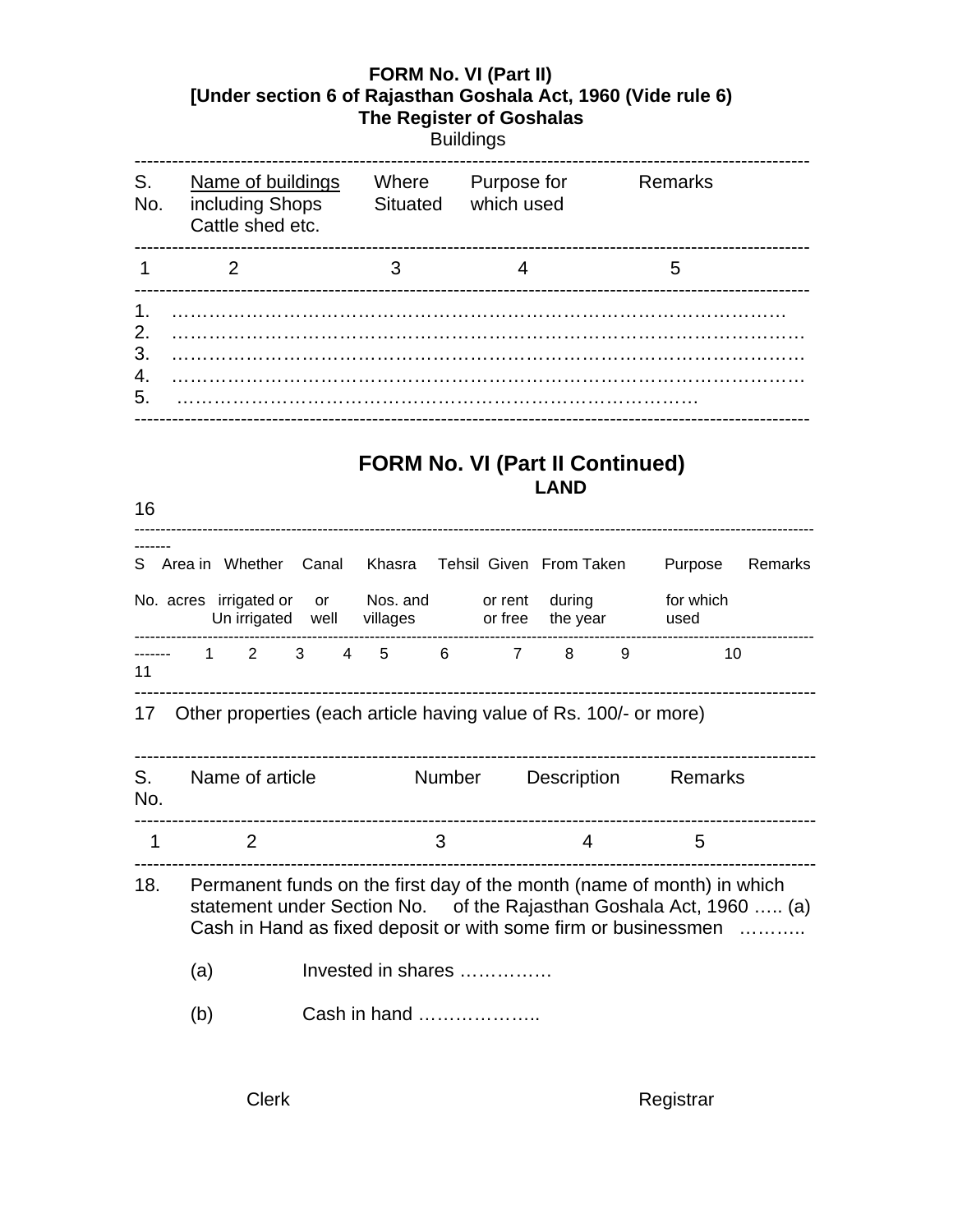**FORM No. VI (Part II)**
**[Under section 6 of Rajasthan Goshala Act, 1960 (Vide rule 6)**
**The Register of Goshalas**
Buildings

| S. No. | Name of buildings including Shops Cattle shed etc. | Where Situated | Purpose for which used | Remarks |
|---|---|---|---|---|
| 1 | 2 | 3 | 4 | 5 |
| 1. | ………… | | | |
| 2. | ………… | | | |
| 3. | ………… | | | |
| 4. | ………… | | | |
| 5. | ………… | | | |

## FORM No. VI (Part II Continued)

**LAND**

16

| S No. | Area in acres | Whether irrigated or Un irrigated | Canal or well | Khasra Nos. and villages | Tehsil | Given or rent or free | From Taken during the year | | Purpose for which used | Remarks |
|---|---|---|---|---|---|---|---|---|---|---|
| ------- | 1 | 2 | 3 | 4 | 5 | 6 | 7 | 8 | 9 | 10 11 |

17 Other properties (each article having value of Rs. 100/- or more)

| S. No. | Name of article | Number | Description | Remarks |
|---|---|---|---|---|
| 1 | 2 | 3 | 4 | 5 |

18. Permanent funds on the first day of the month (name of month) in which statement under Section No. of the Rajasthan Goshala Act, 1960 ….. (a) Cash in Hand as fixed deposit or with some firm or businessmen ………..

 (a) Invested in shares ……………

 (b) Cash in hand ………………..

Clerk Registrar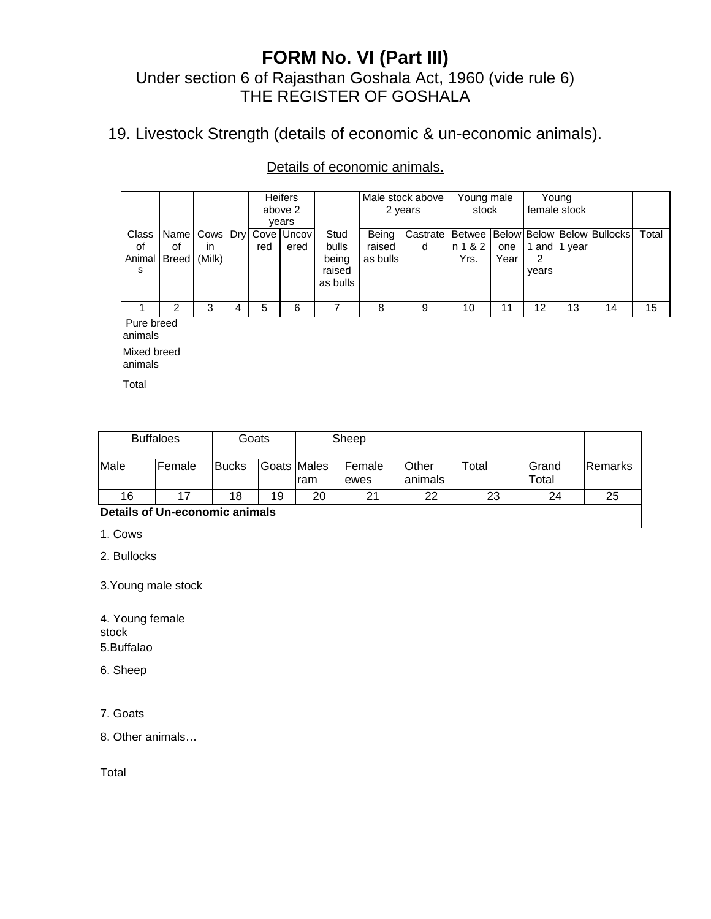# FORM No. VI (Part III)

Under section 6 of Rajasthan Goshala Act, 1960 (vide rule 6)
THE REGISTER OF GOSHALA

## 19. Livestock Strength (details of economic & un-economic animals).

<u>Details of economic animals.</u>

| Class of Animals | Name of Breed | Cows in (Milk) | Dry | Heifers above 2 years | | Stud bulls being raised as bulls | Male stock above 2 years | | Young male stock | | Young female stock | | Bullocks | Total |
|---|---|---|---|---|---|---|---|---|---|---|---|---|---|---|
| | | | | Covered | Uncovered | | Being raised as bulls | Castrated | Between 1 & 2 Yrs. | Below one Year | Below 1 and 2 years | Below 1 year | | |
| 1 | 2 | 3 | 4 | 5 | 6 | 7 | 8 | 9 | 10 | 11 | 12 | 13 | 14 | 15 |
| Pure breed animals | | | | | | | | | | | | | | |
| Mixed breed animals | | | | | | | | | | | | | | |
| Total | | | | | | | | | | | | | | |

| Buffaloes | | Goats | | Sheep | | Other animals | Total | Grand Total | Remarks |
|---|---|---|---|---|---|---|---|---|---|
| Male | Female | Bucks | Goats | Males ram | Female ewes | | | | |
| 16 | 17 | 18 | 19 | 20 | 21 | 22 | 23 | 24 | 25 |

**Details of Un-economic animals**

1. Cows
2. Bullocks
3. Young male stock
4. Young female stock
5. Buffalao
6. Sheep
7. Goats
8. Other animals…

Total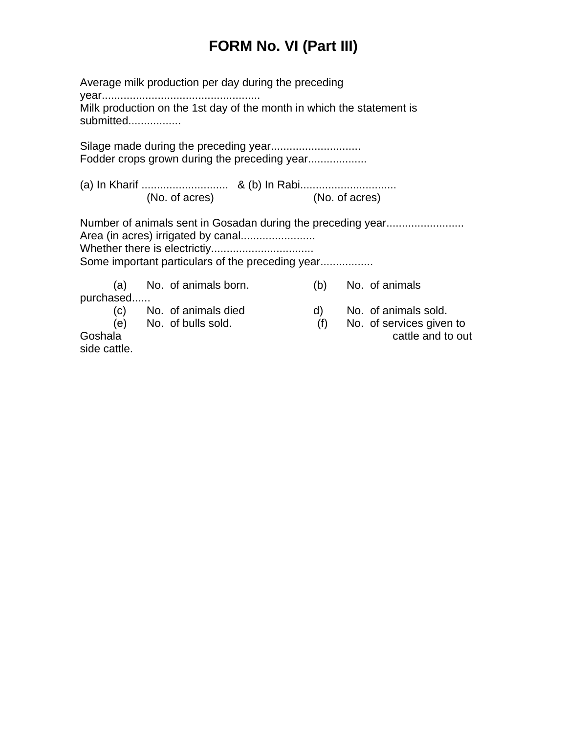# FORM No. VI (Part III)

Average milk production per day during the preceding year..................................................
Milk production on the 1st day of the month in which the statement is submitted.................

Silage made during the preceding year............................
Fodder crops grown during the preceding year...................

(a) In Kharif ............................ & (b) In Rabi..............................
(No. of acres) (No. of acres)

Number of animals sent in Gosadan during the preceding year.........................
Area (in acres) irrigated by canal........................
Whether there is electrictiy................................
Some important particulars of the preceding year.................

(a) No. of animals born.
(b) No. of animals purchased......
(c) No. of animals died
d) No. of animals sold.
(e) No. of bulls sold.
(f) No. of services given to Goshala cattle and to out side cattle.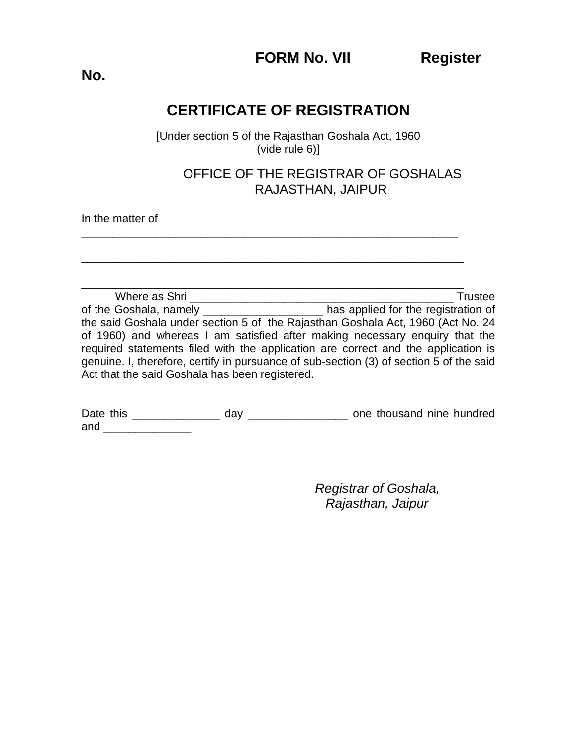**FORM No. VII** **Register No.**

## CERTIFICATE OF REGISTRATION

[Under section 5 of the Rajasthan Goshala Act, 1960
(vide rule 6)]

OFFICE OF THE REGISTRAR OF GOSHALAS
RAJASTHAN, JAIPUR

In the matter of
____________________________________________________________

____________________________________________________________

____________________________________________________________

Where as Shri __________________________________________ Trustee of the Goshala, namely ___________________ has applied for the registration of the said Goshala under section 5 of the Rajasthan Goshala Act, 1960 (Act No. 24 of 1960) and whereas I am satisfied after making necessary enquiry that the required statements filed with the application are correct and the application is genuine. I, therefore, certify in pursuance of sub-section (3) of section 5 of the said Act that the said Goshala has been registered.

Date this ______________ day ________________ one thousand nine hundred and ______________

*Registrar of Goshala,*
*Rajasthan, Jaipur*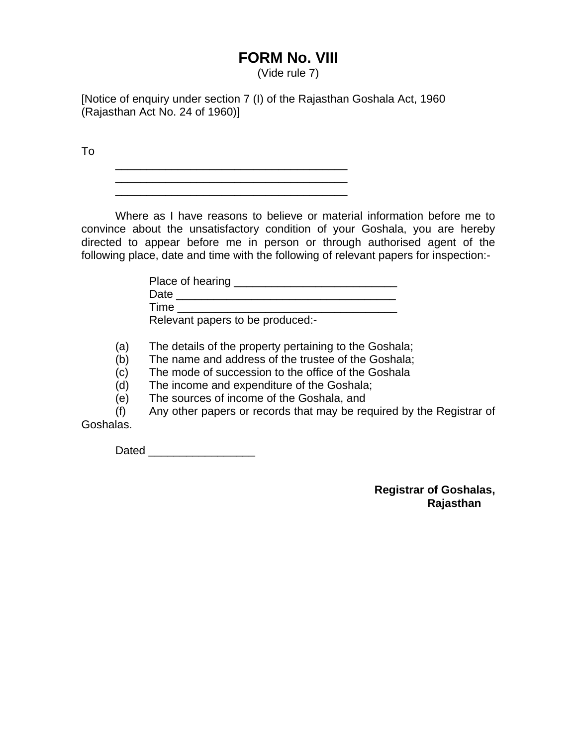# FORM No. VIII

(Vide rule 7)

[Notice of enquiry under section 7 (I) of the Rajasthan Goshala Act, 1960 (Rajasthan Act No. 24 of 1960)]

To

\_\_\_\_\_\_\_\_\_\_\_\_\_\_\_\_\_\_\_\_\_\_\_\_\_\_\_\_\_\_\_\_\_\_\_\_\_\_

\_\_\_\_\_\_\_\_\_\_\_\_\_\_\_\_\_\_\_\_\_\_\_\_\_\_\_\_\_\_\_\_\_\_\_\_\_\_

\_\_\_\_\_\_\_\_\_\_\_\_\_\_\_\_\_\_\_\_\_\_\_\_\_\_\_\_\_\_\_\_\_\_\_\_\_\_

Where as I have reasons to believe or material information before me to convince about the unsatisfactory condition of your Goshala, you are hereby directed to appear before me in person or through authorised agent of the following place, date and time with the following of relevant papers for inspection:-

Place of hearing \_\_\_\_\_\_\_\_\_\_\_\_\_\_\_\_\_\_\_\_\_\_\_\_\_\_\_

Date \_\_\_\_\_\_\_\_\_\_\_\_\_\_\_\_\_\_\_\_\_\_\_\_\_\_\_\_\_\_\_\_\_\_\_\_

Time \_\_\_\_\_\_\_\_\_\_\_\_\_\_\_\_\_\_\_\_\_\_\_\_\_\_\_\_\_\_\_\_\_\_\_\_

Relevant papers to be produced:-

(a) The details of the property pertaining to the Goshala;

(b) The name and address of the trustee of the Goshala;

(c) The mode of succession to the office of the Goshala

(d) The income and expenditure of the Goshala;

(e) The sources of income of the Goshala, and

(f) Any other papers or records that may be required by the Registrar of Goshalas.

Dated \_\_\_\_\_\_\_\_\_\_\_\_\_\_\_\_\_

**Registrar of Goshalas,**
**Rajasthan**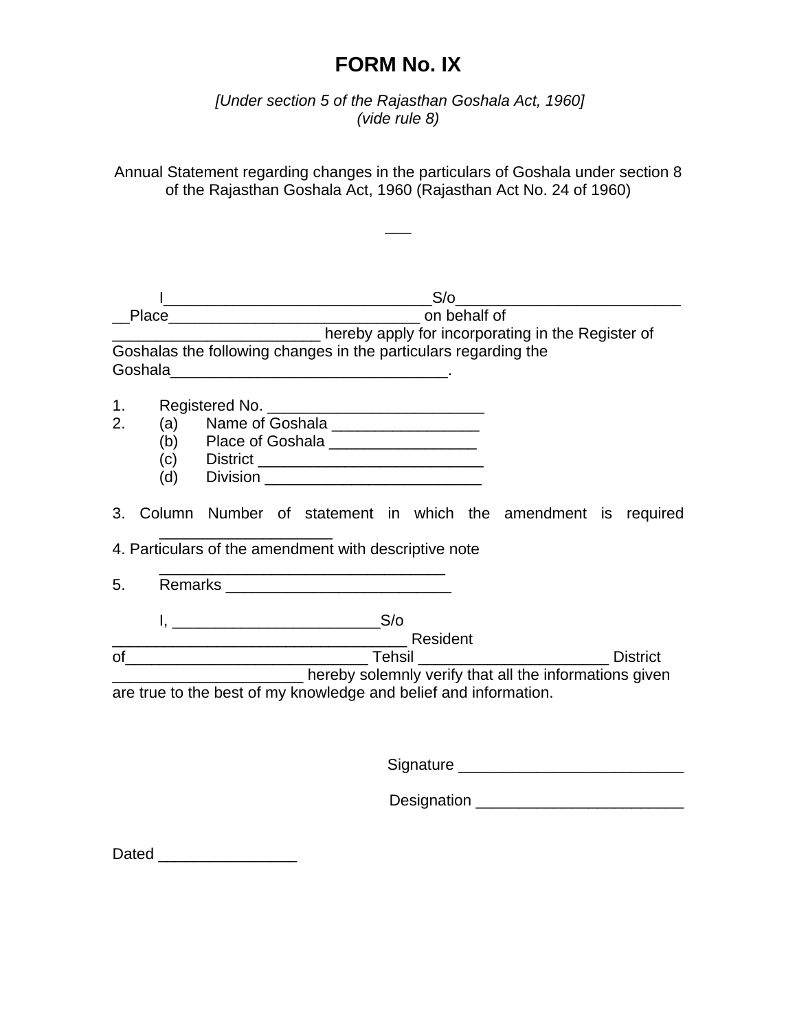# FORM No. IX

*[Under section 5 of the Rajasthan Goshala Act, 1960]*
*(vide rule 8)*

Annual Statement regarding changes in the particulars of Goshala under section 8 of the Rajasthan Goshala Act, 1960 (Rajasthan Act No. 24 of 1960)

___

I_______________________________S/o__________________________ __Place_____________________________ on behalf of ________________________ hereby apply for incorporating in the Register of Goshalas the following changes in the particulars regarding the Goshala________________________________.

1. Registered No. _________________________
2. (a) Name of Goshala _________________
   (b) Place of Goshala _________________
   (c) District __________________________
   (d) Division _________________________

3. Column Number of statement in which the amendment is required ____________________

4. Particulars of the amendment with descriptive note _________________________________

5. Remarks __________________________

I, ________________________S/o __________________________________ Resident of____________________________ Tehsil ______________________ District ______________________ hereby solemnly verify that all the informations given are true to the best of my knowledge and belief and information.

Signature __________________________

Designation ________________________

Dated ________________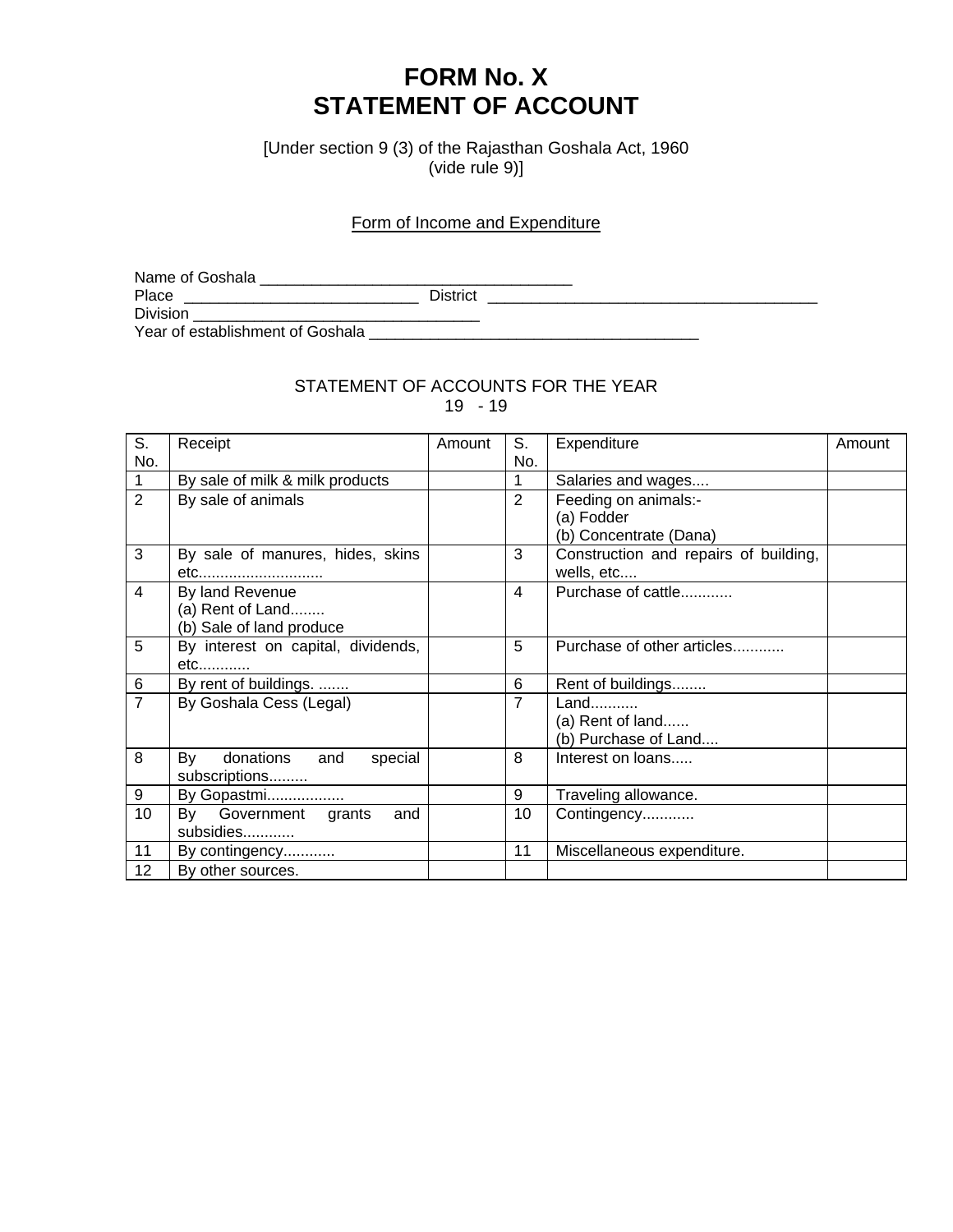# FORM No. X
# STATEMENT OF ACCOUNT

[Under section 9 (3) of the Rajasthan Goshala Act, 1960
(vide rule 9)]

Form of Income and Expenditure

Name of Goshala ____________________________________
Place ___________________________ District ______________________________________
Division _________________________________
Year of establishment of Goshala _______________________________________

STATEMENT OF ACCOUNTS FOR THE YEAR
19 - 19

| S. No. | Receipt | Amount | S. No. | Expenditure | Amount |
|---|---|---|---|---|---|
| 1 | By sale of milk & milk products | | 1 | Salaries and wages.... | |
| 2 | By sale of animals | | 2 | Feeding on animals:-<br>(a) Fodder<br>(b) Concentrate (Dana) | |
| 3 | By sale of manures, hides, skins etc............................ | | 3 | Construction and repairs of building, wells, etc.... | |
| 4 | By land Revenue<br>(a) Rent of Land........<br>(b) Sale of land produce | | 4 | Purchase of cattle........... | |
| 5 | By interest on capital, dividends, etc........... | | 5 | Purchase of other articles........... | |
| 6 | By rent of buildings. ....... | | 6 | Rent of buildings........ | |
| 7 | By Goshala Cess (Legal) | | 7 | Land...........<br>(a) Rent of land......<br>(b) Purchase of Land.... | |
| 8 | By donations and special subscriptions......... | | 8 | Interest on loans..... | |
| 9 | By Gopastmi................. | | 9 | Traveling allowance. | |
| 10 | By Government grants and subsidies........... | | 10 | Contingency........... | |
| 11 | By contingency........... | | 11 | Miscellaneous expenditure. | |
| 12 | By other sources. | | | | |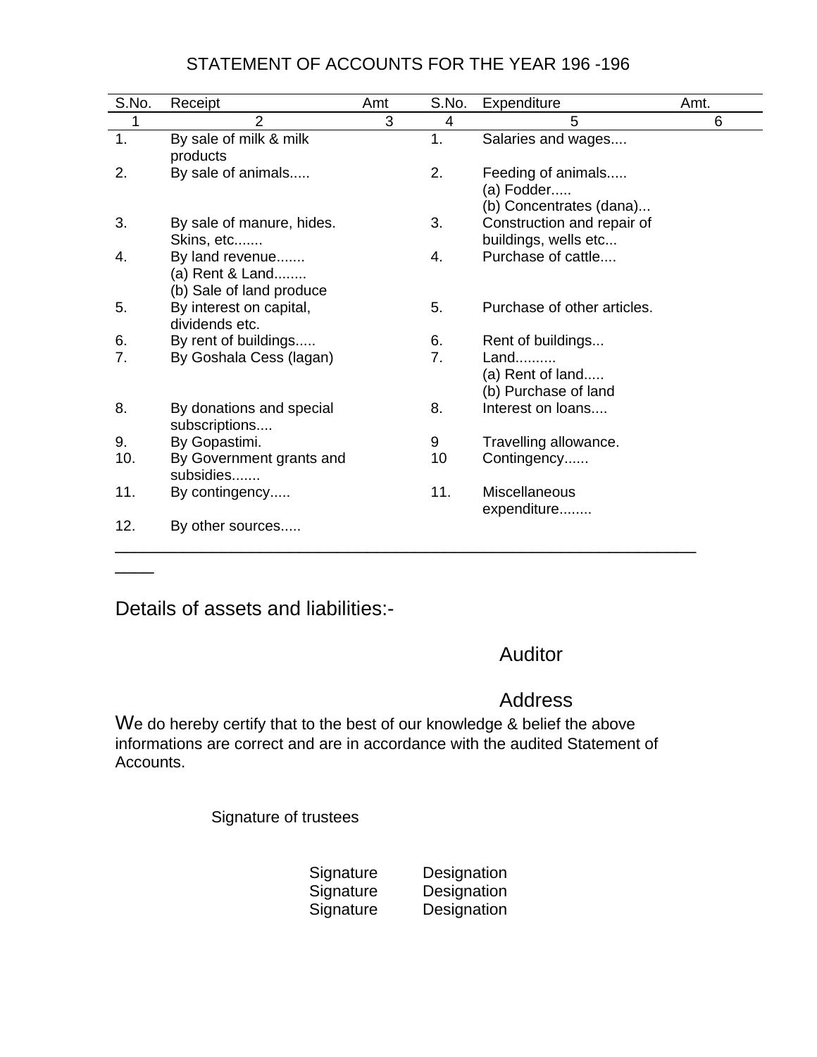# STATEMENT OF ACCOUNTS FOR THE YEAR 196 -196

| S.No. | Receipt | Amt | S.No. | Expenditure | Amt. |
|---|---|---|---|---|---|
| 1 | 2 | 3 | 4 | 5 | 6 |
| 1. | By sale of milk & milk products | | 1. | Salaries and wages.... | |
| 2. | By sale of animals..... | | 2. | Feeding of animals..... (a) Fodder..... (b) Concentrates (dana)... | |
| 3. | By sale of manure, hides. Skins, etc....... | | 3. | Construction and repair of buildings, wells etc... | |
| 4. | By land revenue....... (a) Rent & Land........ (b) Sale of land produce | | 4. | Purchase of cattle.... | |
| 5. | By interest on capital, dividends etc. | | 5. | Purchase of other articles. | |
| 6. | By rent of buildings..... | | 6. | Rent of buildings... | |
| 7. | By Goshala Cess (lagan) | | 7. | Land.......... (a) Rent of land..... (b) Purchase of land | |
| 8. | By donations and special subscriptions.... | | 8. | Interest on loans.... | |
| 9. | By Gopastimi. | | 9 | Travelling allowance. | |
| 10. | By Government grants and subsidies....... | | 10 | Contingency...... | |
| 11. | By contingency..... | | 11. | Miscellaneous expenditure........ | |
| 12. | By other sources..... | | | | |

Details of assets and liabilities:-

Auditor

Address

We do hereby certify that to the best of our knowledge & belief the above informations are correct and are in accordance with the audited Statement of Accounts.

Signature of trustees

Signature Designation
Signature Designation
Signature Designation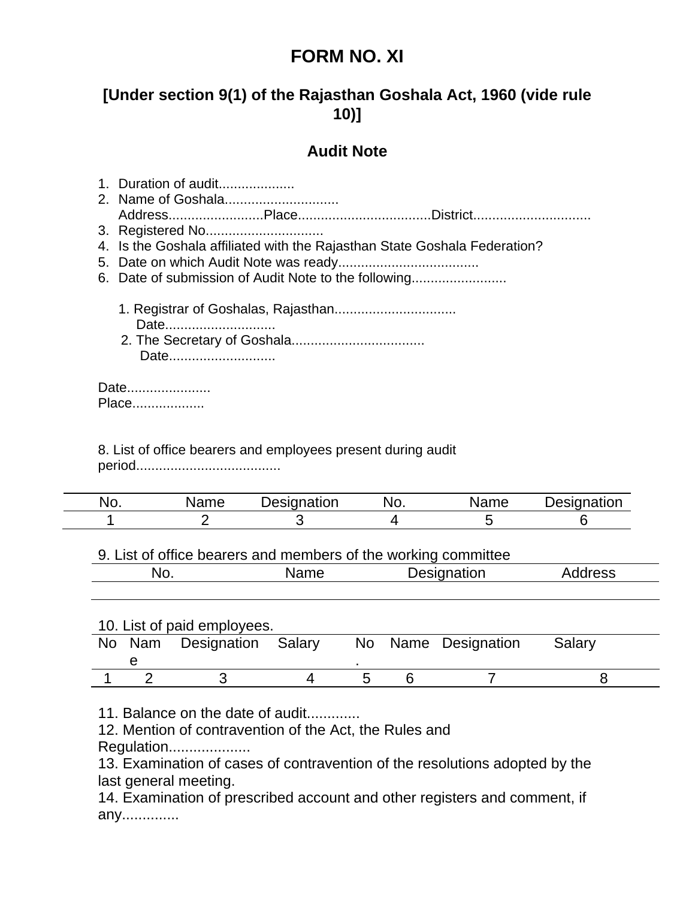# FORM NO. XI

## [Under section 9(1) of the Rajasthan Goshala Act, 1960 (vide rule 10)]

### Audit Note

1. Duration of audit....................
2. Name of Goshala..............................
   Address.........................Place...................................District...............................
3. Registered No...............................
4. Is the Goshala affiliated with the Rajasthan State Goshala Federation?
5. Date on which Audit Note was ready.....................................
6. Date of submission of Audit Note to the following.........................

   1. Registrar of Goshalas, Rajasthan................................
      Date.............................
   2. The Secretary of Goshala...................................
      Date............................

Date......................
Place...................

8. List of office bearers and employees present during audit period.....................................

| No. | Name | Designation | No. | Name | Designation |
|---|---|---|---|---|---|
| 1 | 2 | 3 | 4 | 5 | 6 |

9. List of office bearers and members of the working committee

| No. | Name | Designation | Address |
|---|---|---|---|
| | | | |

10. List of paid employees.

| No | Name | Designation | Salary | No. | Name | Designation | Salary |
|---|---|---|---|---|---|---|---|
| 1 | 2 | 3 | 4 | 5 | 6 | 7 | 8 |

11. Balance on the date of audit.............
12. Mention of contravention of the Act, the Rules and Regulation....................
13. Examination of cases of contravention of the resolutions adopted by the last general meeting.
14. Examination of prescribed account and other registers and comment, if any..............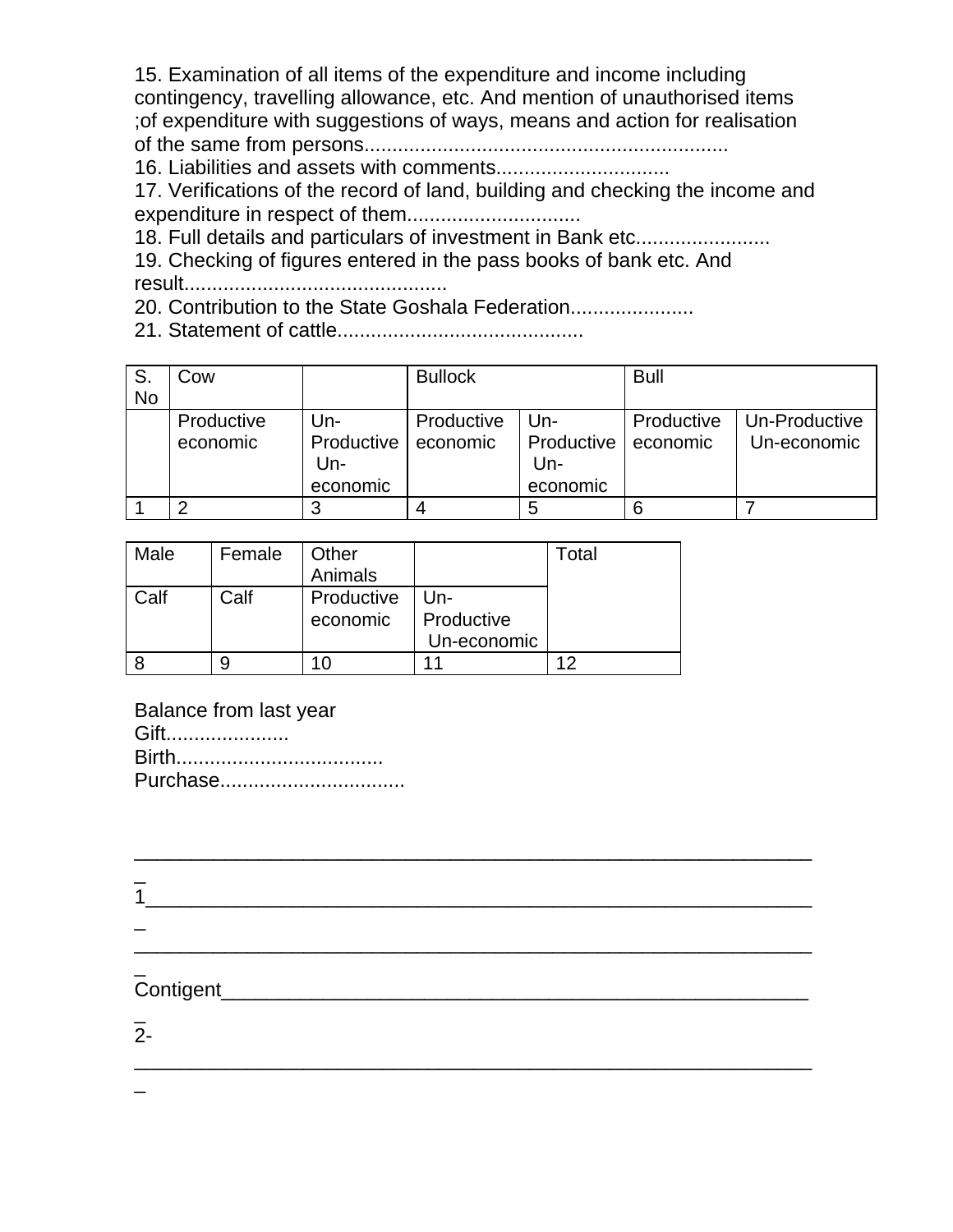15. Examination of all items of the expenditure and income including contingency, travelling allowance, etc. And mention of unauthorised items ;of expenditure with suggestions of ways, means and action for realisation of the same from persons.................................................................

16. Liabilities and assets with comments...............................

17. Verifications of the record of land, building and checking the income and expenditure in respect of them..............................

18. Full details and particulars of investment in Bank etc........................

19. Checking of figures entered in the pass books of bank etc. And result...............................................

20. Contribution to the State Goshala Federation......................

21. Statement of cattle...........................................

| S. No | Cow | | Bullock | | Bull | |
|---|---|---|---|---|---|---|
| | Productive economic | Un-Productive Un-economic | Productive economic | Un-Productive Un-economic | Productive economic | Un-Productive Un-economic |
| 1 | 2 | 3 | 4 | 5 | 6 | 7 |

| Male | Female | Other Animals | | Total |
|---|---|---|---|---|
| Calf | Calf | Productive economic | Un-Productive Un-economic | |
| 8 | 9 | 10 | 11 | 12 |

Balance from last year
Gift.....................
Birth....................................
Purchase................................

_______________________________________________________________

1______________________________________________________________

_______________________________________________________________

Contigent_______________________________________________________

2-

_______________________________________________________________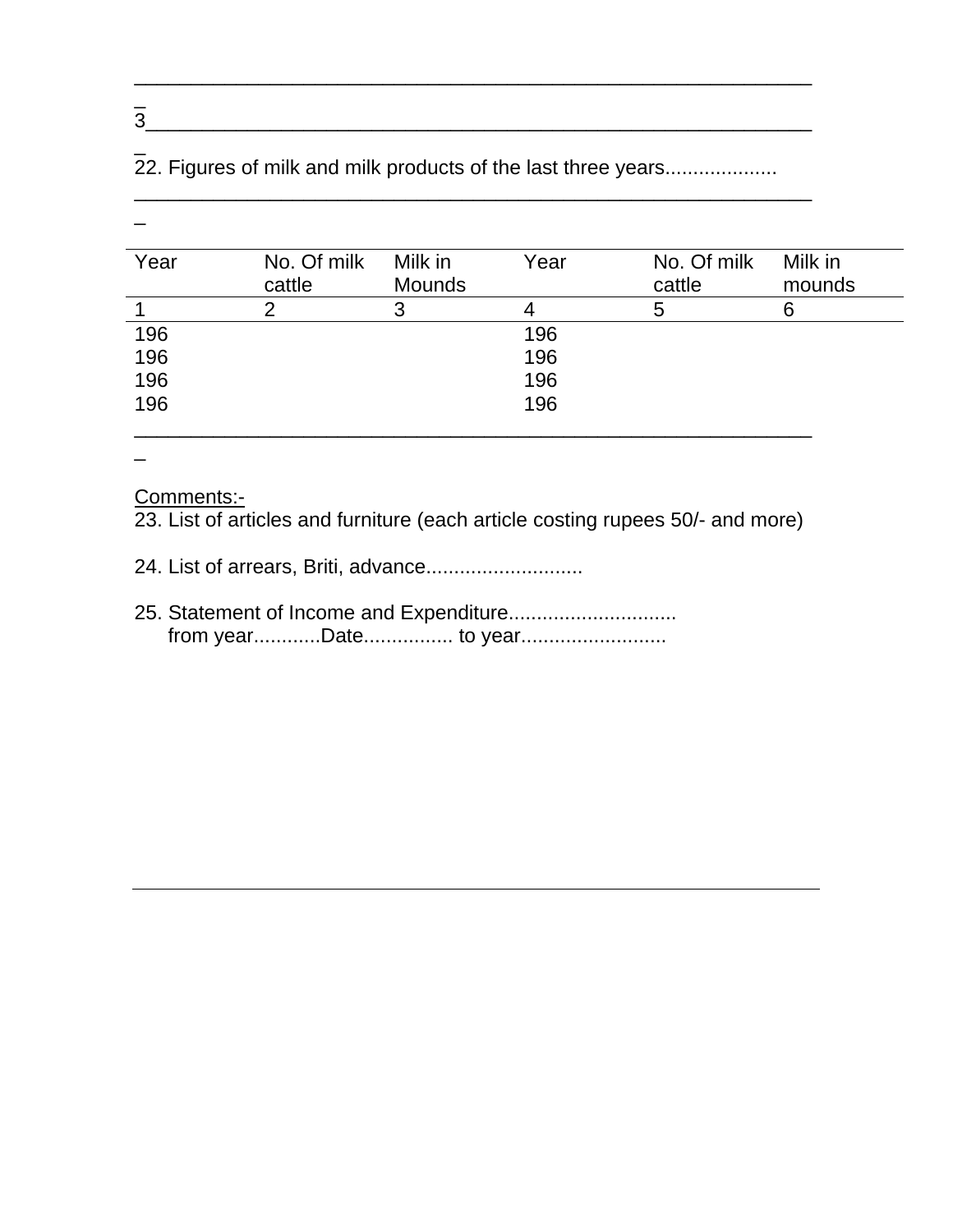______________________________________________________________

3_____________________________________________________________

22. Figures of milk and milk products of the last three years....................

______________________________________________________________

| Year | No. Of milk cattle | Milk in Mounds | Year | No. Of milk cattle | Milk in mounds |
|---|---|---|---|---|---|
| 1 | 2 | 3 | 4 | 5 | 6 |
| 196 | | | 196 | | |
| 196 | | | 196 | | |
| 196 | | | 196 | | |
| 196 | | | 196 | | |

______________________________________________________________

Comments:-

23. List of articles and furniture (each article costing rupees 50/- and more)

24. List of arrears, Briti, advance............................

25. Statement of Income and Expenditure..............................
from year............Date................ to year..........................